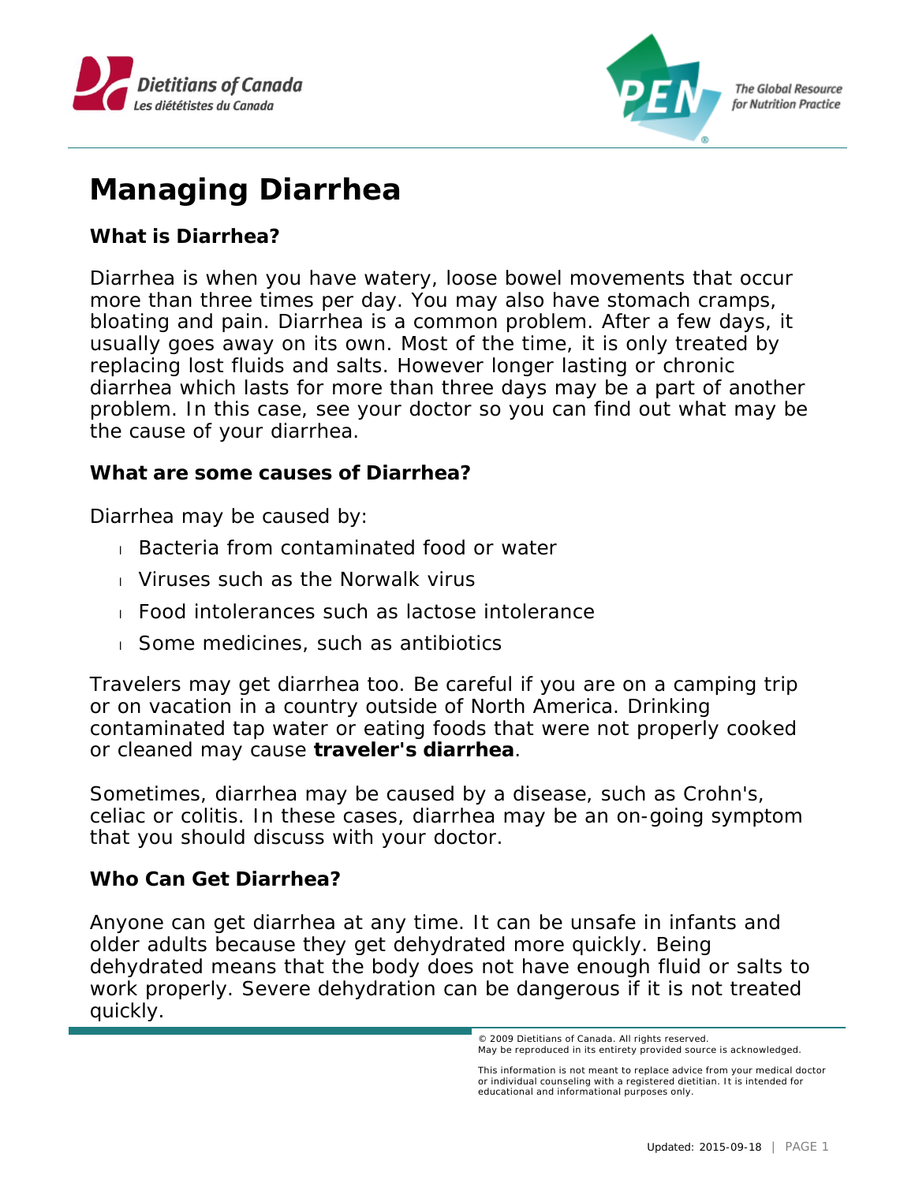Dietitians of Canada
Les diététistes du Canada

PEN The Global Resource for Nutrition Practice

# Managing Diarrhea

### What is Diarrhea?

Diarrhea is when you have watery, loose bowel movements that occur more than three times per day. You may also have stomach cramps, bloating and pain. Diarrhea is a common problem. After a few days, it usually goes away on its own. Most of the time, it is only treated by replacing lost fluids and salts. However longer lasting or chronic diarrhea which lasts for more than three days may be a part of another problem. In this case, see your doctor so you can find out what may be the cause of your diarrhea.

### What are some causes of Diarrhea?

Diarrhea may be caused by:

- Bacteria from contaminated food or water
- Viruses such as the Norwalk virus
- Food intolerances such as lactose intolerance
- Some medicines, such as antibiotics

Travelers may get diarrhea too. Be careful if you are on a camping trip or on vacation in a country outside of North America. Drinking contaminated tap water or eating foods that were not properly cooked or cleaned may cause **traveler's diarrhea**.

Sometimes, diarrhea may be caused by a disease, such as Crohn's, celiac or colitis. In these cases, diarrhea may be an on-going symptom that you should discuss with your doctor.

### Who Can Get Diarrhea?

Anyone can get diarrhea at any time. It can be unsafe in infants and older adults because they get dehydrated more quickly. Being dehydrated means that the body does not have enough fluid or salts to work properly. Severe dehydration can be dangerous if it is not treated quickly.

© 2009 Dietitians of Canada. All rights reserved.
May be reproduced in its entirety provided source is acknowledged.

This information is not meant to replace advice from your medical doctor or individual counseling with a registered dietitian. It is intended for educational and informational purposes only.

Updated: 2015-09-18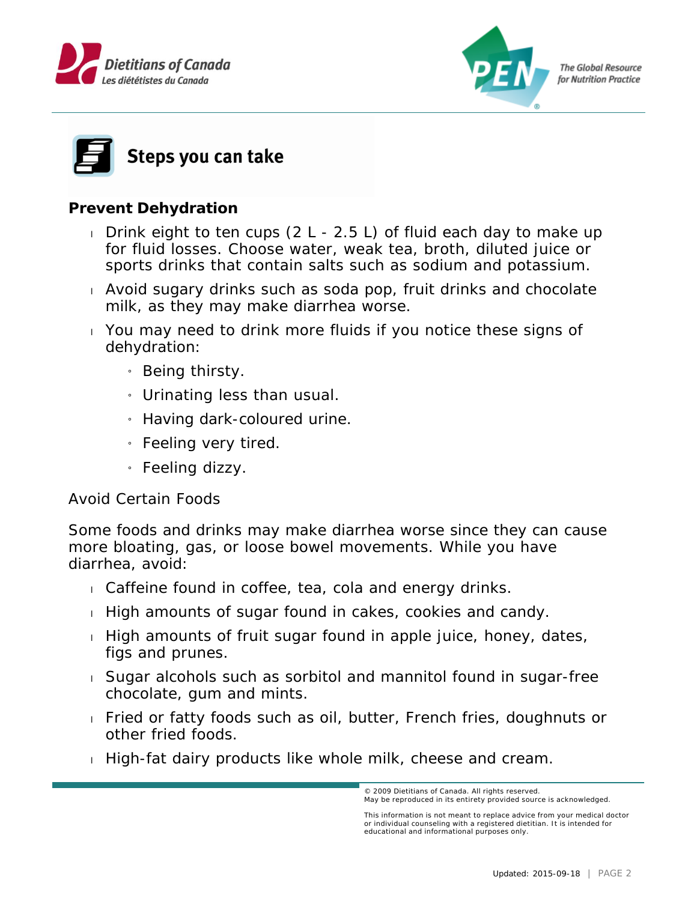## Steps you can take

**Prevent Dehydration**

- Drink eight to ten cups (2 L - 2.5 L) of fluid each day to make up for fluid losses. Choose water, weak tea, broth, diluted juice or sports drinks that contain salts such as sodium and potassium.
- Avoid sugary drinks such as soda pop, fruit drinks and chocolate milk, as they may make diarrhea worse.
- You may need to drink more fluids if you notice these signs of dehydration:
    - Being thirsty.
    - Urinating less than usual.
    - Having dark-coloured urine.
    - Feeling very tired.
    - Feeling dizzy.

Avoid Certain Foods

Some foods and drinks may make diarrhea worse since they can cause more bloating, gas, or loose bowel movements. While you have diarrhea, avoid:

- Caffeine found in coffee, tea, cola and energy drinks.
- High amounts of sugar found in cakes, cookies and candy.
- High amounts of fruit sugar found in apple juice, honey, dates, figs and prunes.
- Sugar alcohols such as sorbitol and mannitol found in sugar-free chocolate, gum and mints.
- Fried or fatty foods such as oil, butter, French fries, doughnuts or other fried foods.
- High-fat dairy products like whole milk, cheese and cream.

© 2009 Dietitians of Canada. All rights reserved.
May be reproduced in its entirety provided source is acknowledged.

This information is not meant to replace advice from your medical doctor or individual counseling with a registered dietitian. It is intended for educational and informational purposes only.

Updated: 2015-09-18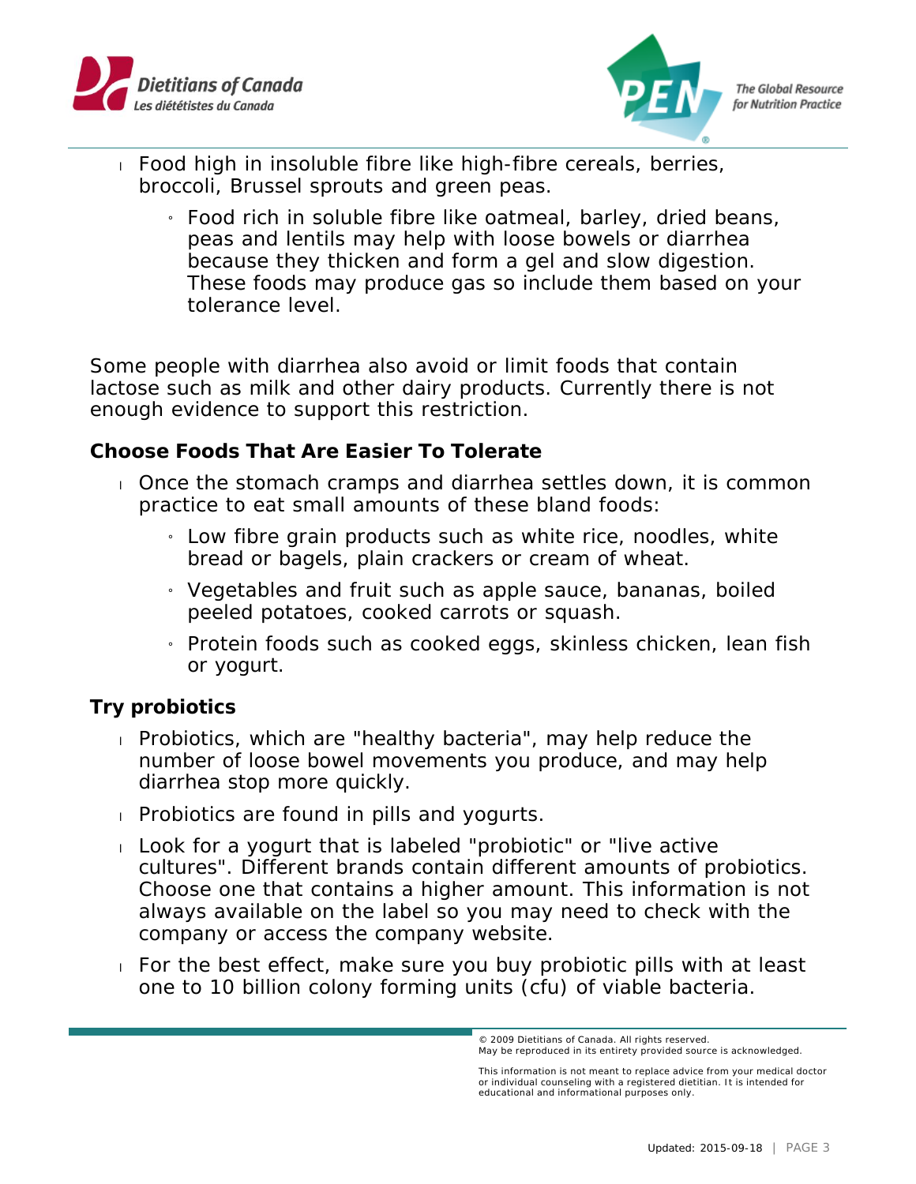- Food high in insoluble fibre like high-fibre cereals, berries, broccoli, Brussel sprouts and green peas.
    - Food rich in soluble fibre like oatmeal, barley, dried beans, peas and lentils may help with loose bowels or diarrhea because they thicken and form a gel and slow digestion. These foods may produce gas so include them based on your tolerance level.

Some people with diarrhea also avoid or limit foods that contain lactose such as milk and other dairy products. Currently there is not enough evidence to support this restriction.

**Choose Foods That Are Easier To Tolerate**

- Once the stomach cramps and diarrhea settles down, it is common practice to eat small amounts of these bland foods:
    - Low fibre grain products such as white rice, noodles, white bread or bagels, plain crackers or cream of wheat.
    - Vegetables and fruit such as apple sauce, bananas, boiled peeled potatoes, cooked carrots or squash.
    - Protein foods such as cooked eggs, skinless chicken, lean fish or yogurt.

**Try probiotics**

- Probiotics, which are "healthy bacteria", may help reduce the number of loose bowel movements you produce, and may help diarrhea stop more quickly.
- Probiotics are found in pills and yogurts.
- Look for a yogurt that is labeled "probiotic" or "live active cultures". Different brands contain different amounts of probiotics. Choose one that contains a higher amount. This information is not always available on the label so you may need to check with the company or access the company website.
- For the best effect, make sure you buy probiotic pills with at least one to 10 billion colony forming units (cfu) of viable bacteria.

© 2009 Dietitians of Canada. All rights reserved.
May be reproduced in its entirety provided source is acknowledged.

This information is not meant to replace advice from your medical doctor or individual counseling with a registered dietitian. It is intended for educational and informational purposes only.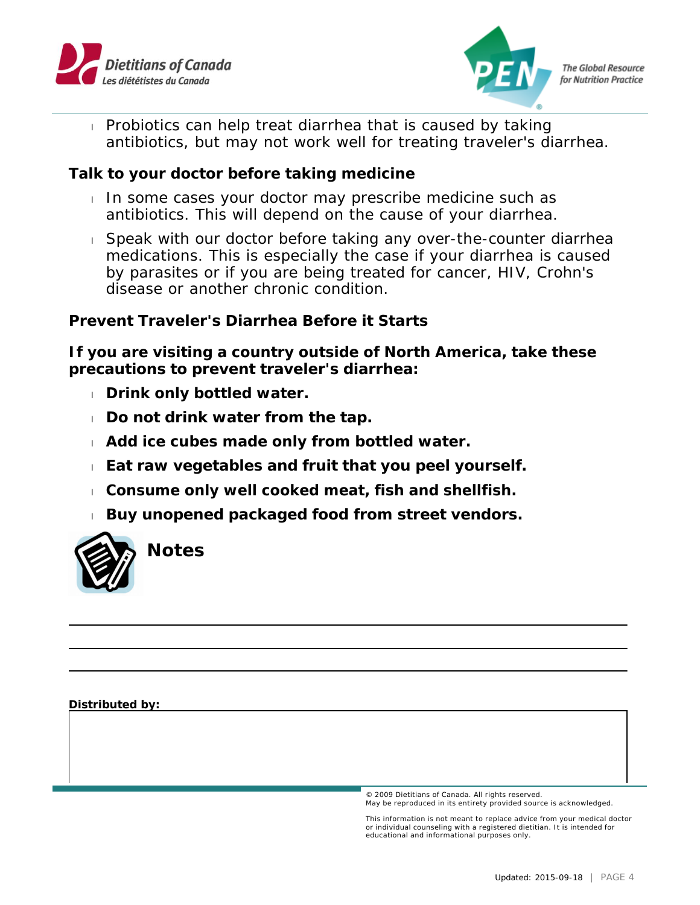- Probiotics can help treat diarrhea that is caused by taking antibiotics, but may not work well for treating traveler's diarrhea.

### Talk to your doctor before taking medicine

- In some cases your doctor may prescribe medicine such as antibiotics. This will depend on the cause of your diarrhea.
- Speak with our doctor before taking any over-the-counter diarrhea medications. This is especially the case if your diarrhea is caused by parasites or if you are being treated for cancer, HIV, Crohn's disease or another chronic condition.

### Prevent Traveler's Diarrhea Before it Starts

**If you are visiting a country outside of North America, take these precautions to prevent traveler's diarrhea:**

- **Drink only bottled water.**
- **Do not drink water from the tap.**
- **Add ice cubes made only from bottled water.**
- **Eat raw vegetables and fruit that you peel yourself.**
- **Consume only well cooked meat, fish and shellfish.**
- **Buy unopened packaged food from street vendors.**

## Notes

**Distributed by:**

© 2009 Dietitians of Canada. All rights reserved.
May be reproduced in its entirety provided source is acknowledged.

This information is not meant to replace advice from your medical doctor or individual counseling with a registered dietitian. It is intended for educational and informational purposes only.

Updated: 2015-09-18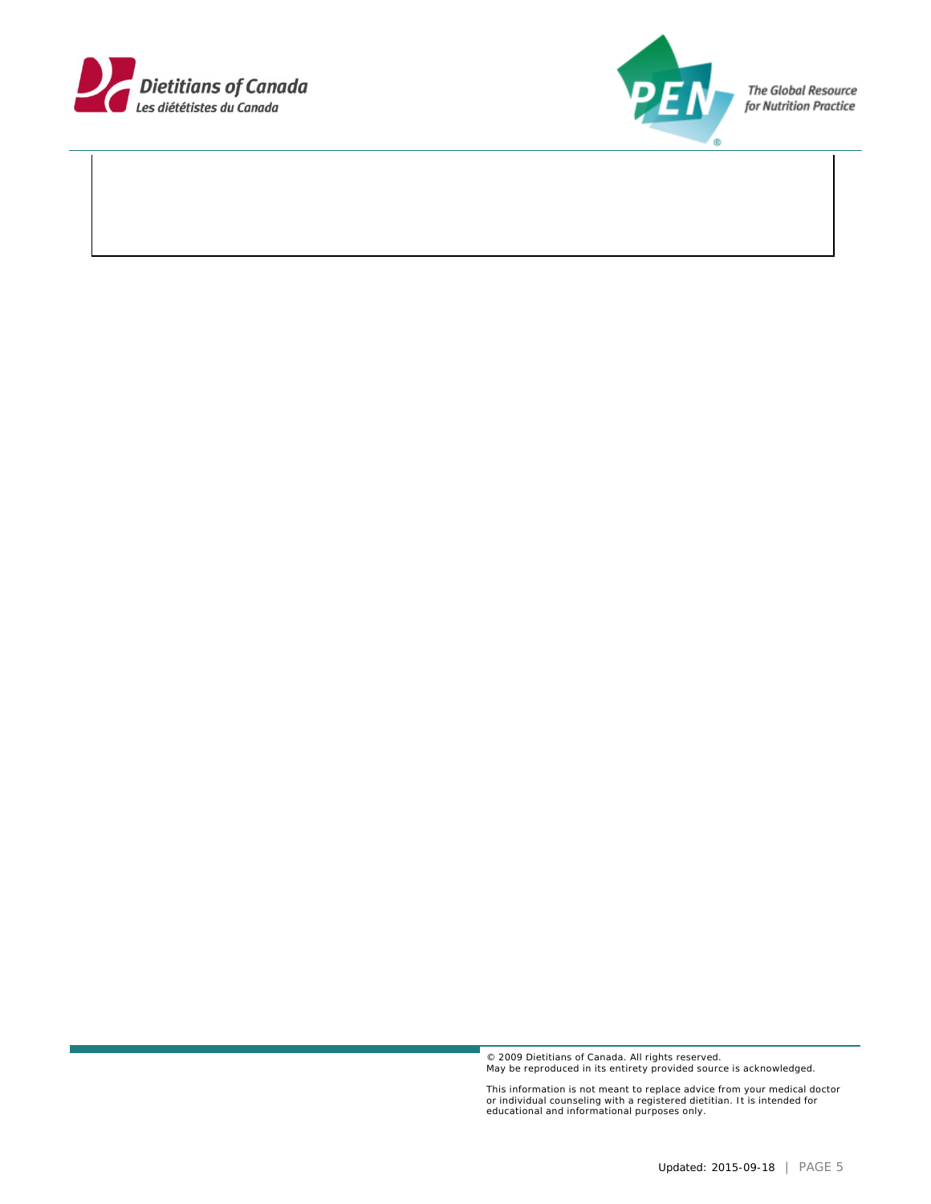© 2009 Dietitians of Canada. All rights reserved.
May be reproduced in its entirety provided source is acknowledged.

This information is not meant to replace advice from your medical doctor or individual counseling with a registered dietitian. It is intended for educational and informational purposes only.